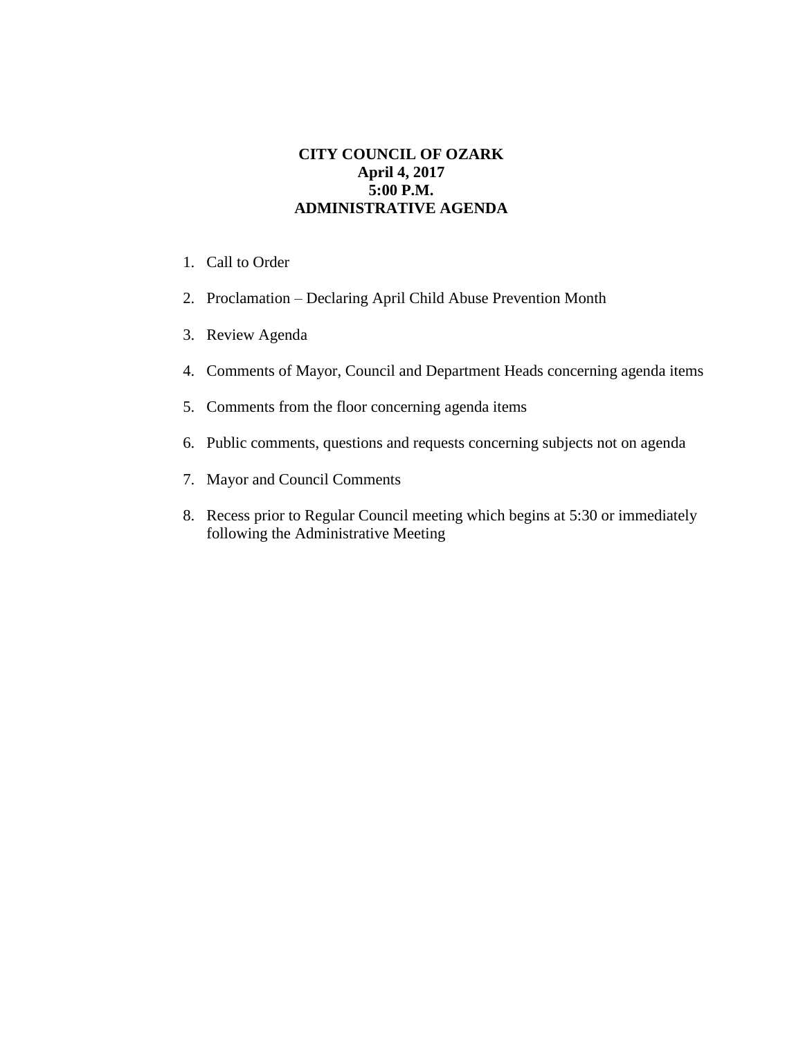# CITY COUNCIL OF OZARK
## April 4, 2017
## 5:00 P.M.
## ADMINISTRATIVE AGENDA

1. Call to Order
2. Proclamation – Declaring April Child Abuse Prevention Month
3. Review Agenda
4. Comments of Mayor, Council and Department Heads concerning agenda items
5. Comments from the floor concerning agenda items
6. Public comments, questions and requests concerning subjects not on agenda
7. Mayor and Council Comments
8. Recess prior to Regular Council meeting which begins at 5:30 or immediately following the Administrative Meeting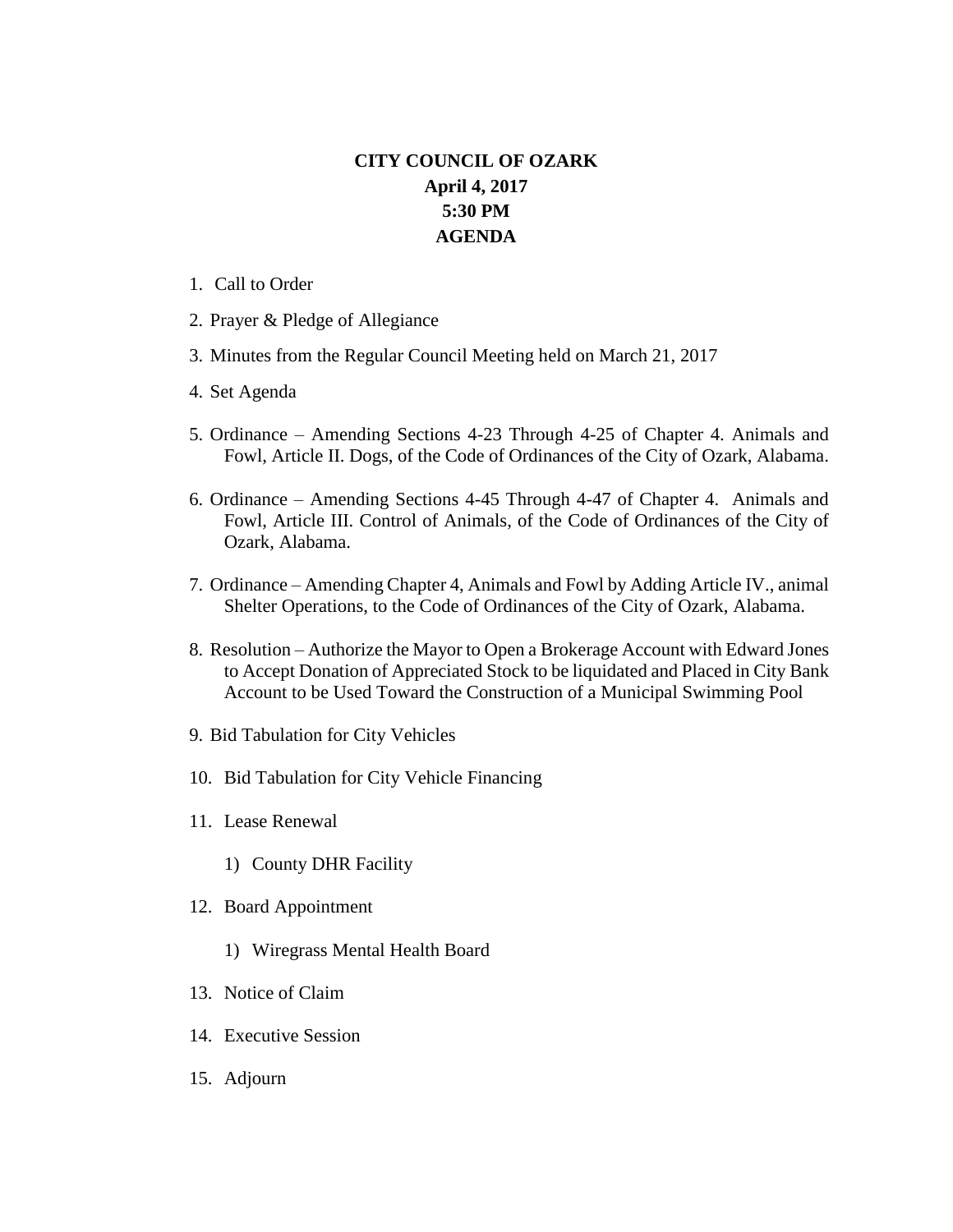**CITY COUNCIL OF OZARK**
**April 4, 2017**
**5:30 PM**
**AGENDA**

1. Call to Order
2. Prayer & Pledge of Allegiance
3. Minutes from the Regular Council Meeting held on March 21, 2017
4. Set Agenda
5. Ordinance – Amending Sections 4-23 Through 4-25 of Chapter 4. Animals and Fowl, Article II. Dogs, of the Code of Ordinances of the City of Ozark, Alabama.
6. Ordinance – Amending Sections 4-45 Through 4-47 of Chapter 4. Animals and Fowl, Article III. Control of Animals, of the Code of Ordinances of the City of Ozark, Alabama.
7. Ordinance – Amending Chapter 4, Animals and Fowl by Adding Article IV., animal Shelter Operations, to the Code of Ordinances of the City of Ozark, Alabama.
8. Resolution – Authorize the Mayor to Open a Brokerage Account with Edward Jones to Accept Donation of Appreciated Stock to be liquidated and Placed in City Bank Account to be Used Toward the Construction of a Municipal Swimming Pool
9. Bid Tabulation for City Vehicles
10. Bid Tabulation for City Vehicle Financing
11. Lease Renewal
    1) County DHR Facility
12. Board Appointment
    1) Wiregrass Mental Health Board
13. Notice of Claim
14. Executive Session
15. Adjourn